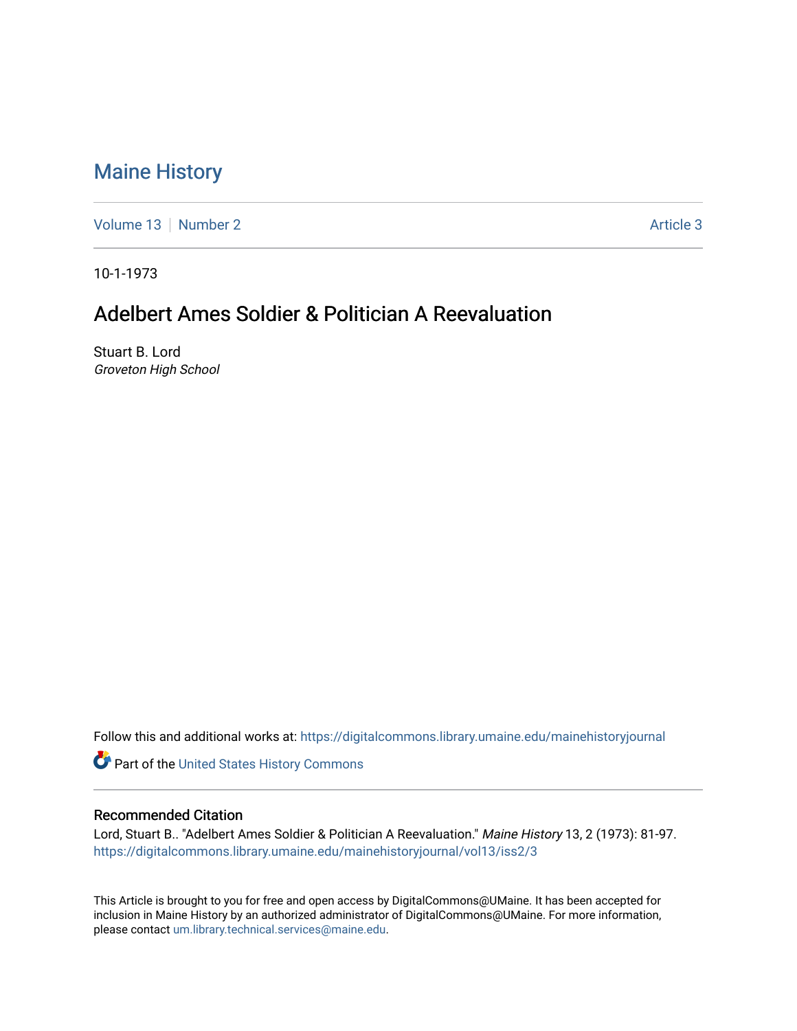# Maine History

Volume 13 | Number 2 | Article 3

10-1-1973

## Adelbert Ames Soldier & Politician A Reevaluation

Stuart B. Lord
*Groveton High School*

Follow this and additional works at: https://digitalcommons.library.umaine.edu/mainehistoryjournal

Part of the United States History Commons

### Recommended Citation

Lord, Stuart B.. "Adelbert Ames Soldier & Politician A Reevaluation." *Maine History* 13, 2 (1973): 81-97.
https://digitalcommons.library.umaine.edu/mainehistoryjournal/vol13/iss2/3

This Article is brought to you for free and open access by DigitalCommons@UMaine. It has been accepted for inclusion in Maine History by an authorized administrator of DigitalCommons@UMaine. For more information, please contact um.library.technical.services@maine.edu.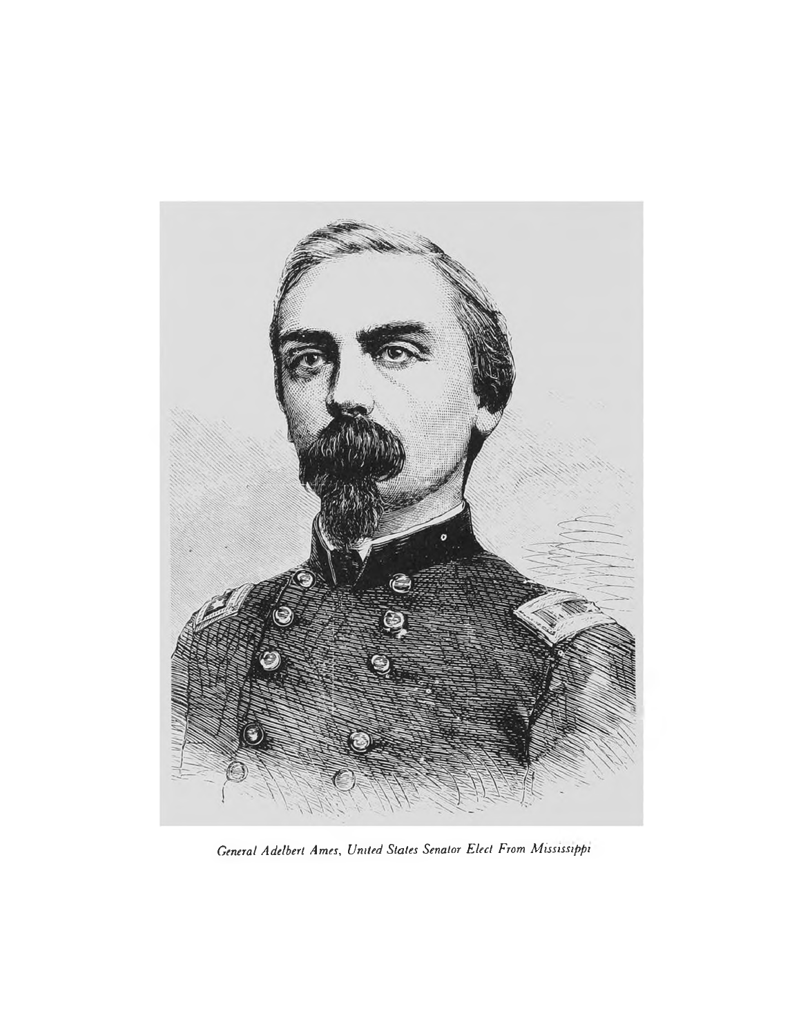*General Adelbert Ames, United States Senator Elect From Mississippi*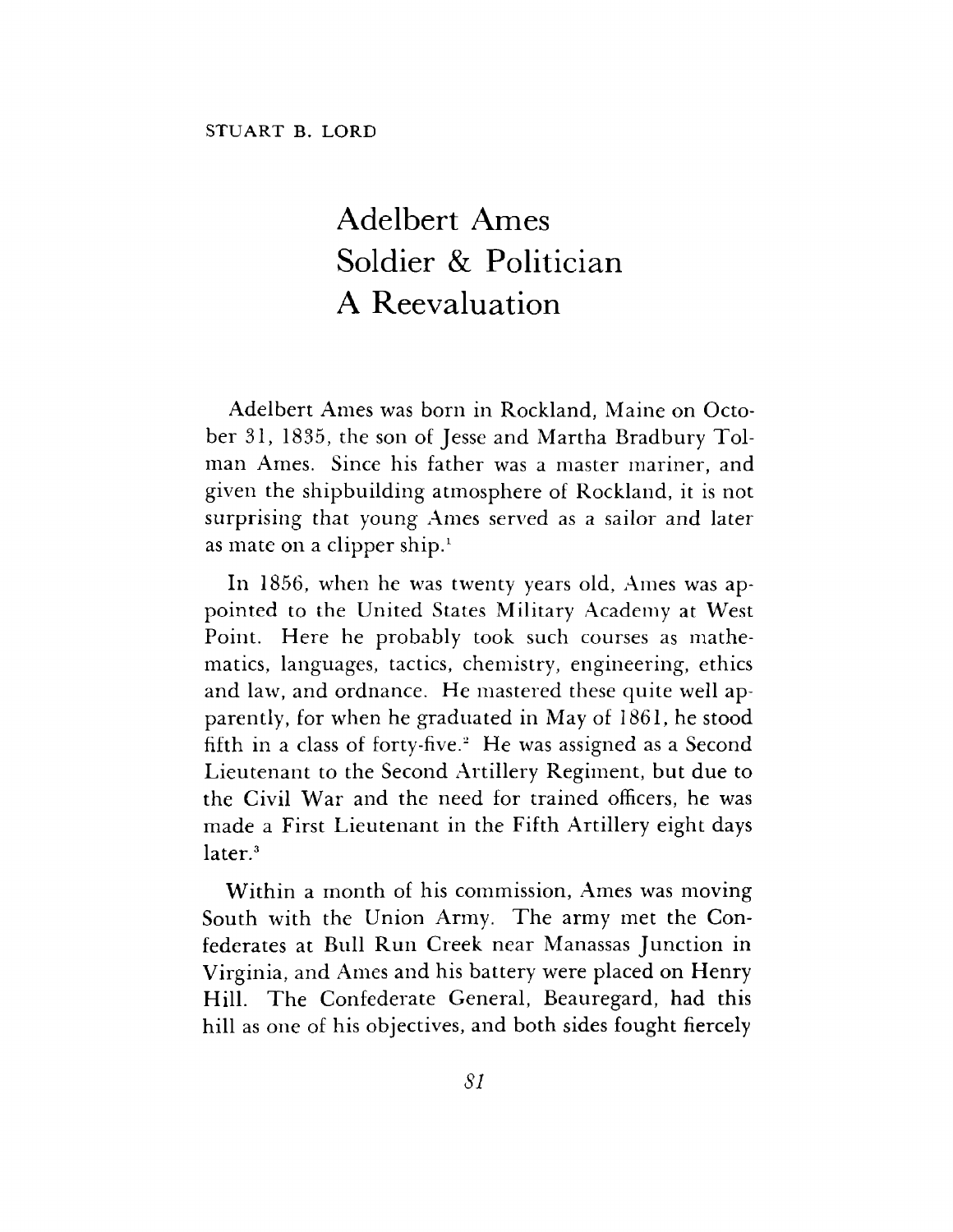STUART B. LORD

# Adelbert Ames
# Soldier & Politician
# A Reevaluation

Adelbert Ames was born in Rockland, Maine on October 31, 1835, the son of Jesse and Martha Bradbury Tolman Ames. Since his father was a master mariner, and given the shipbuilding atmosphere of Rockland, it is not surprising that young Ames served as a sailor and later as mate on a clipper ship.[1]

In 1856, when he was twenty years old, Ames was appointed to the United States Military Academy at West Point. Here he probably took such courses as mathematics, languages, tactics, chemistry, engineering, ethics and law, and ordnance. He mastered these quite well apparently, for when he graduated in May of 1861, he stood fifth in a class of forty-five.[2] He was assigned as a Second Lieutenant to the Second Artillery Regiment, but due to the Civil War and the need for trained officers, he was made a First Lieutenant in the Fifth Artillery eight days later.[3]

Within a month of his commission, Ames was moving South with the Union Army. The army met the Confederates at Bull Run Creek near Manassas Junction in Virginia, and Ames and his battery were placed on Henry Hill. The Confederate General, Beauregard, had this hill as one of his objectives, and both sides fought fiercely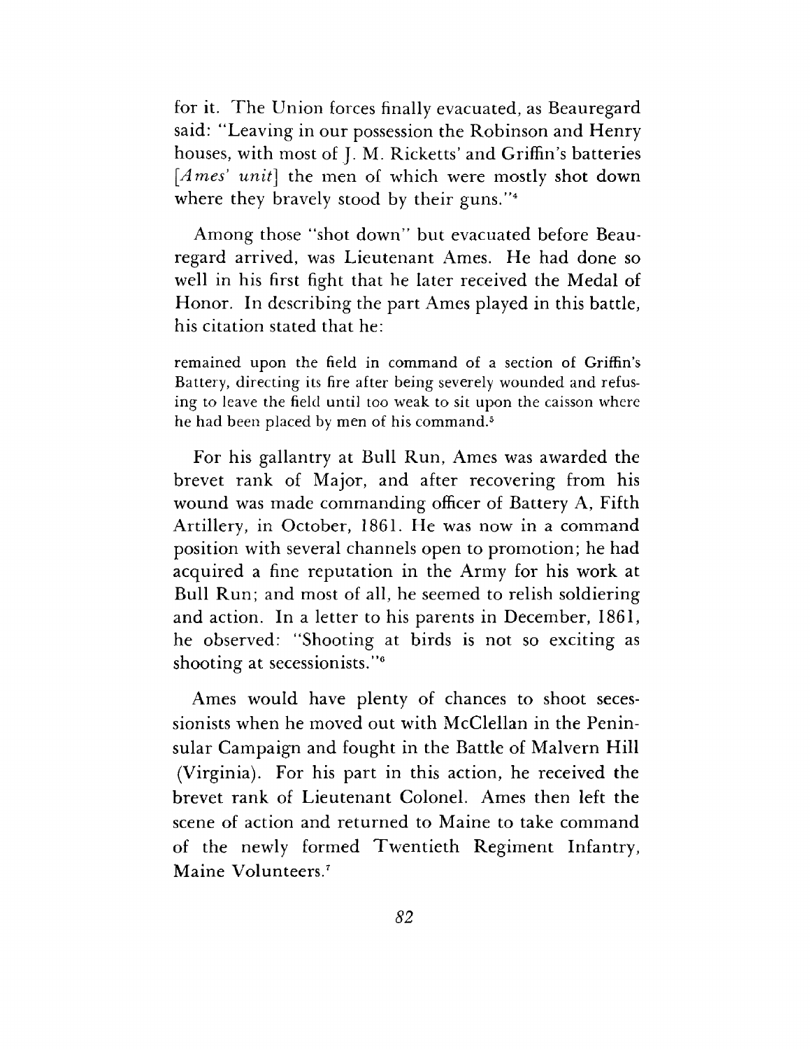for it. The Union forces finally evacuated, as Beauregard said: "Leaving in our possession the Robinson and Henry houses, with most of J. M. Ricketts' and Griffin's batteries [*Ames' unit*] the men of which were mostly shot down where they bravely stood by their guns."[4]

Among those "shot down" but evacuated before Beauregard arrived, was Lieutenant Ames. He had done so well in his first fight that he later received the Medal of Honor. In describing the part Ames played in this battle, his citation stated that he:

> remained upon the field in command of a section of Griffin's Battery, directing its fire after being severely wounded and refusing to leave the field until too weak to sit upon the caisson where he had been placed by men of his command.[5]

For his gallantry at Bull Run, Ames was awarded the brevet rank of Major, and after recovering from his wound was made commanding officer of Battery A, Fifth Artillery, in October, 1861. He was now in a command position with several channels open to promotion; he had acquired a fine reputation in the Army for his work at Bull Run; and most of all, he seemed to relish soldiering and action. In a letter to his parents in December, 1861, he observed: "Shooting at birds is not so exciting as shooting at secessionists."[6]

Ames would have plenty of chances to shoot secessionists when he moved out with McClellan in the Peninsular Campaign and fought in the Battle of Malvern Hill (Virginia). For his part in this action, he received the brevet rank of Lieutenant Colonel. Ames then left the scene of action and returned to Maine to take command of the newly formed Twentieth Regiment Infantry, Maine Volunteers.[7]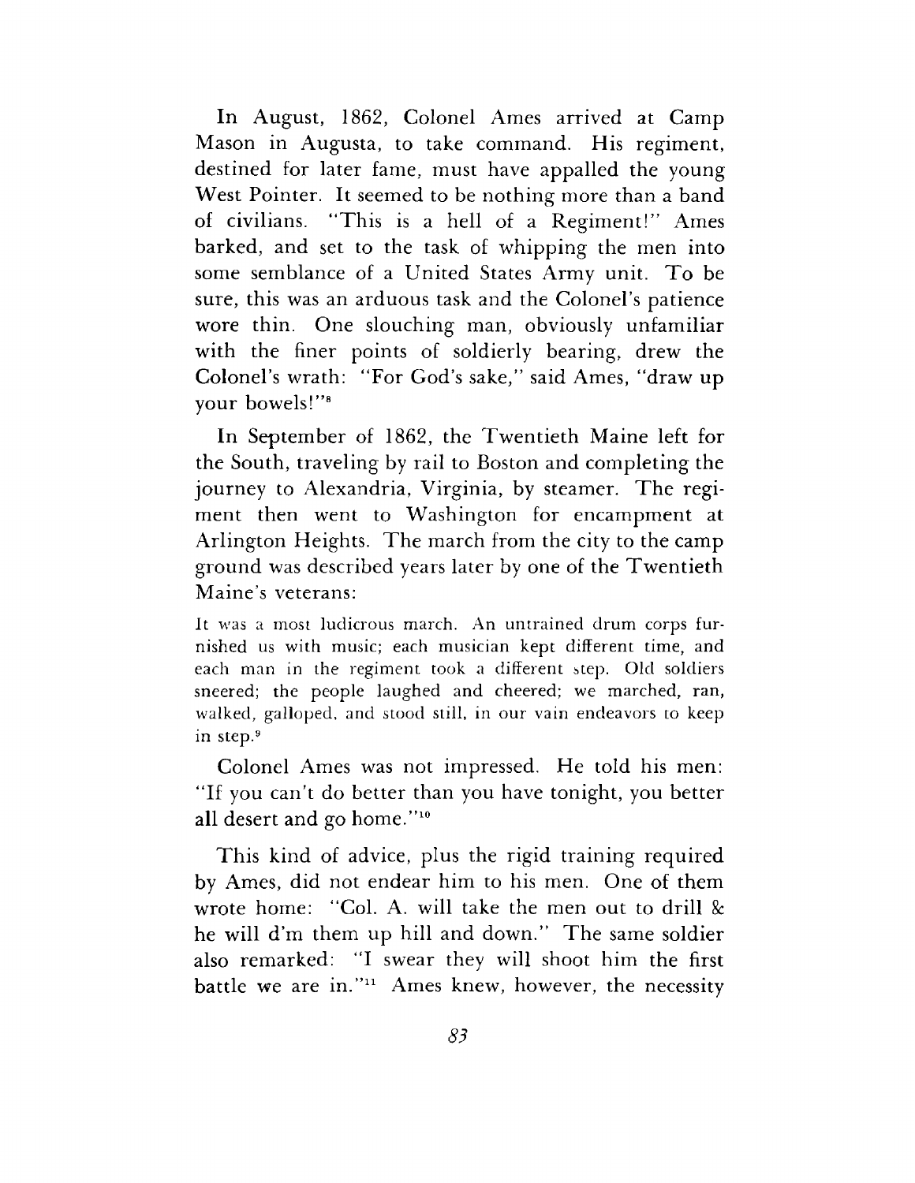In August, 1862, Colonel Ames arrived at Camp Mason in Augusta, to take command. His regiment, destined for later fame, must have appalled the young West Pointer. It seemed to be nothing more than a band of civilians. "This is a hell of a Regiment!" Ames barked, and set to the task of whipping the men into some semblance of a United States Army unit. To be sure, this was an arduous task and the Colonel's patience wore thin. One slouching man, obviously unfamiliar with the finer points of soldierly bearing, drew the Colonel's wrath: "For God's sake," said Ames, "draw up your bowels!"[8]

In September of 1862, the Twentieth Maine left for the South, traveling by rail to Boston and completing the journey to Alexandria, Virginia, by steamer. The regiment then went to Washington for encampment at Arlington Heights. The march from the city to the camp ground was described years later by one of the Twentieth Maine's veterans:

> It was a most ludicrous march. An untrained drum corps furnished us with music; each musician kept different time, and each man in the regiment took a different step. Old soldiers sneered; the people laughed and cheered; we marched, ran, walked, galloped, and stood still, in our vain endeavors to keep in step.[9]

Colonel Ames was not impressed. He told his men: "If you can't do better than you have tonight, you better all desert and go home."[10]

This kind of advice, plus the rigid training required by Ames, did not endear him to his men. One of them wrote home: "Col. A. will take the men out to drill & he will d'm them up hill and down." The same soldier also remarked: "I swear they will shoot him the first battle we are in."[11] Ames knew, however, the necessity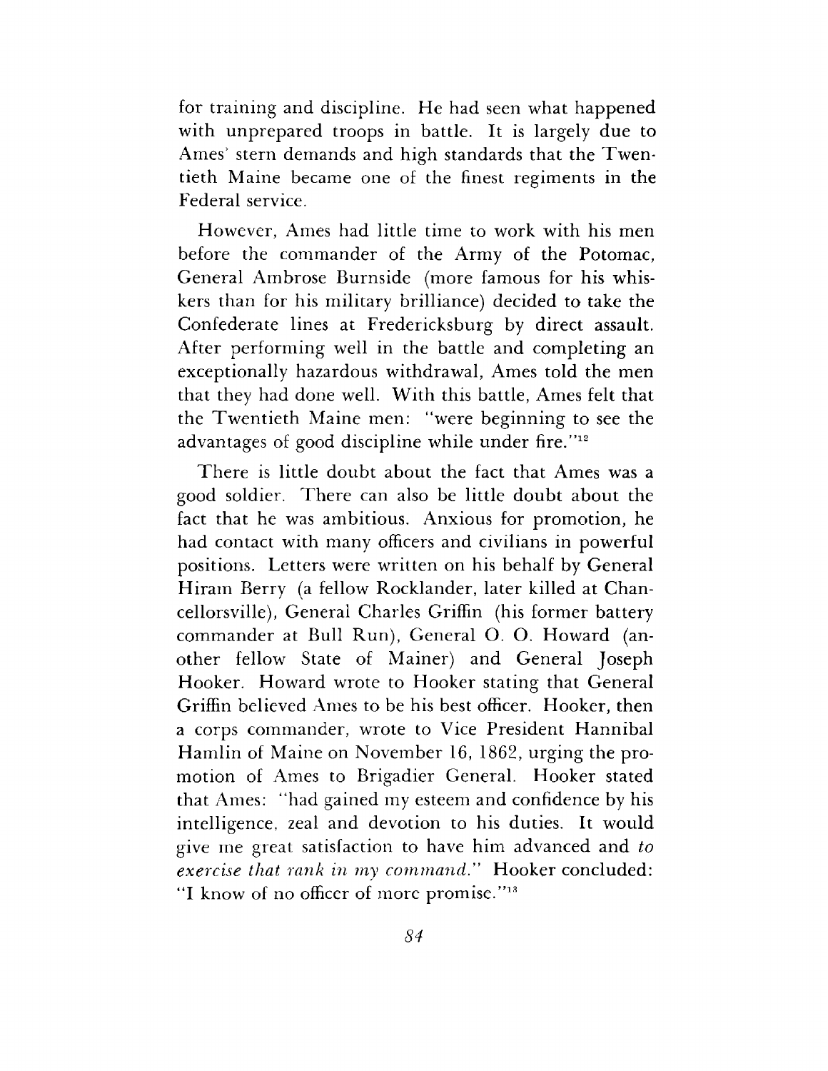for training and discipline. He had seen what happened with unprepared troops in battle. It is largely due to Ames' stern demands and high standards that the Twentieth Maine became one of the finest regiments in the Federal service.

However, Ames had little time to work with his men before the commander of the Army of the Potomac, General Ambrose Burnside (more famous for his whiskers than for his military brilliance) decided to take the Confederate lines at Fredericksburg by direct assault. After performing well in the battle and completing an exceptionally hazardous withdrawal, Ames told the men that they had done well. With this battle, Ames felt that the Twentieth Maine men: "were beginning to see the advantages of good discipline while under fire."[12]

There is little doubt about the fact that Ames was a good soldier. There can also be little doubt about the fact that he was ambitious. Anxious for promotion, he had contact with many officers and civilians in powerful positions. Letters were written on his behalf by General Hiram Berry (a fellow Rocklander, later killed at Chancellorsville), General Charles Griffin (his former battery commander at Bull Run), General O. O. Howard (another fellow State of Mainer) and General Joseph Hooker. Howard wrote to Hooker stating that General Griffin believed Ames to be his best officer. Hooker, then a corps commander, wrote to Vice President Hannibal Hamlin of Maine on November 16, 1862, urging the promotion of Ames to Brigadier General. Hooker stated that Ames: "had gained my esteem and confidence by his intelligence, zeal and devotion to his duties. It would give me great satisfaction to have him advanced and *to exercise that rank in my command*." Hooker concluded: "I know of no officer of more promise."[13]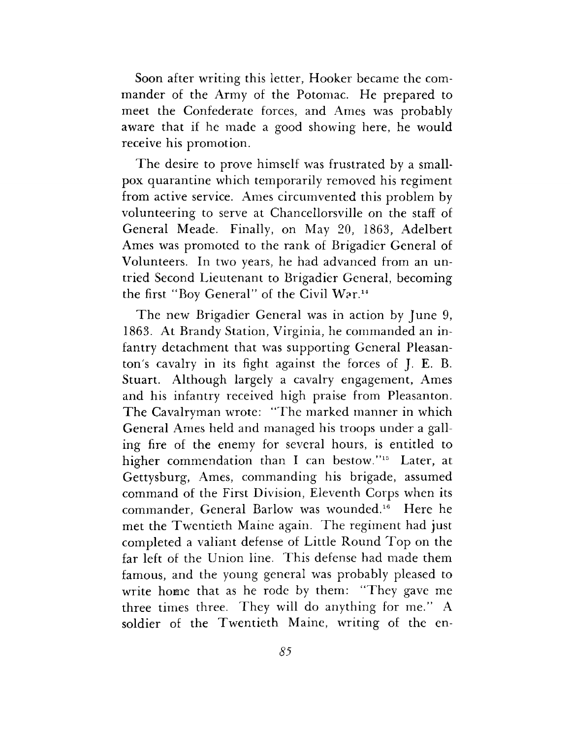Soon after writing this letter, Hooker became the commander of the Army of the Potomac. He prepared to meet the Confederate forces, and Ames was probably aware that if he made a good showing here, he would receive his promotion.

The desire to prove himself was frustrated by a smallpox quarantine which temporarily removed his regiment from active service. Ames circumvented this problem by volunteering to serve at Chancellorsville on the staff of General Meade. Finally, on May 20, 1863, Adelbert Ames was promoted to the rank of Brigadier General of Volunteers. In two years, he had advanced from an untried Second Lieutenant to Brigadier General, becoming the first "Boy General" of the Civil War.[14]

The new Brigadier General was in action by June 9, 1863. At Brandy Station, Virginia, he commanded an infantry detachment that was supporting General Pleasanton's cavalry in its fight against the forces of J. E. B. Stuart. Although largely a cavalry engagement, Ames and his infantry received high praise from Pleasanton. The Cavalryman wrote: "The marked manner in which General Ames held and managed his troops under a galling fire of the enemy for several hours, is entitled to higher commendation than I can bestow."[15] Later, at Gettysburg, Ames, commanding his brigade, assumed command of the First Division, Eleventh Corps when its commander, General Barlow was wounded.[16] Here he met the Twentieth Maine again. The regiment had just completed a valiant defense of Little Round Top on the far left of the Union line. This defense had made them famous, and the young general was probably pleased to write home that as he rode by them: "They gave me three times three. They will do anything for me." A soldier of the Twentieth Maine, writing of the en-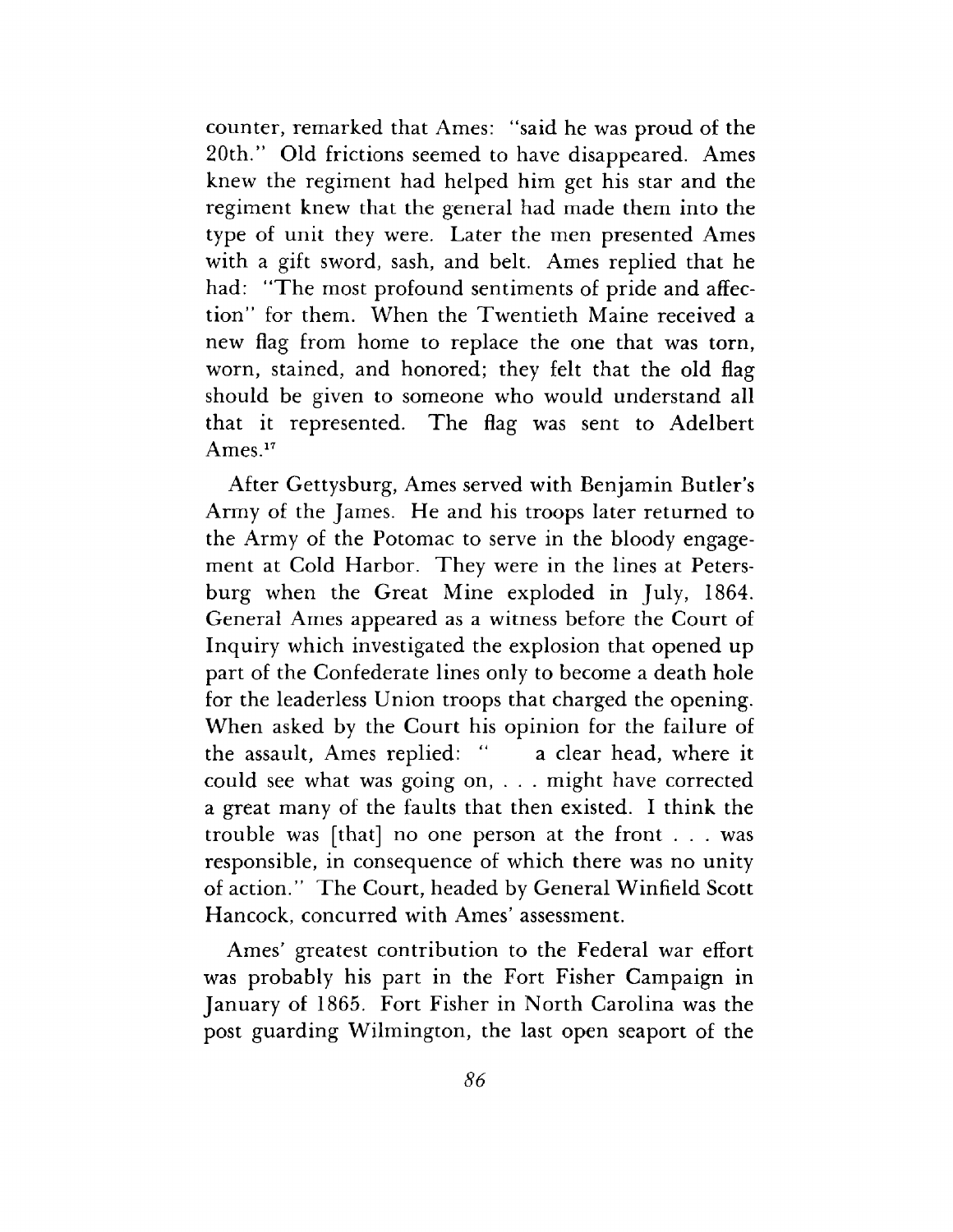counter, remarked that Ames: "said he was proud of the 20th." Old frictions seemed to have disappeared. Ames knew the regiment had helped him get his star and the regiment knew that the general had made them into the type of unit they were. Later the men presented Ames with a gift sword, sash, and belt. Ames replied that he had: "The most profound sentiments of pride and affection" for them. When the Twentieth Maine received a new flag from home to replace the one that was torn, worn, stained, and honored; they felt that the old flag should be given to someone who would understand all that it represented. The flag was sent to Adelbert Ames.[17]

After Gettysburg, Ames served with Benjamin Butler's Army of the James. He and his troops later returned to the Army of the Potomac to serve in the bloody engagement at Cold Harbor. They were in the lines at Petersburg when the Great Mine exploded in July, 1864. General Ames appeared as a witness before the Court of Inquiry which investigated the explosion that opened up part of the Confederate lines only to become a death hole for the leaderless Union troops that charged the opening. When asked by the Court his opinion for the failure of the assault, Ames replied: "  a clear head, where it could see what was going on, . . . might have corrected a great many of the faults that then existed. I think the trouble was [that] no one person at the front . . . was responsible, in consequence of which there was no unity of action." The Court, headed by General Winfield Scott Hancock, concurred with Ames' assessment.

Ames' greatest contribution to the Federal war effort was probably his part in the Fort Fisher Campaign in January of 1865. Fort Fisher in North Carolina was the post guarding Wilmington, the last open seaport of the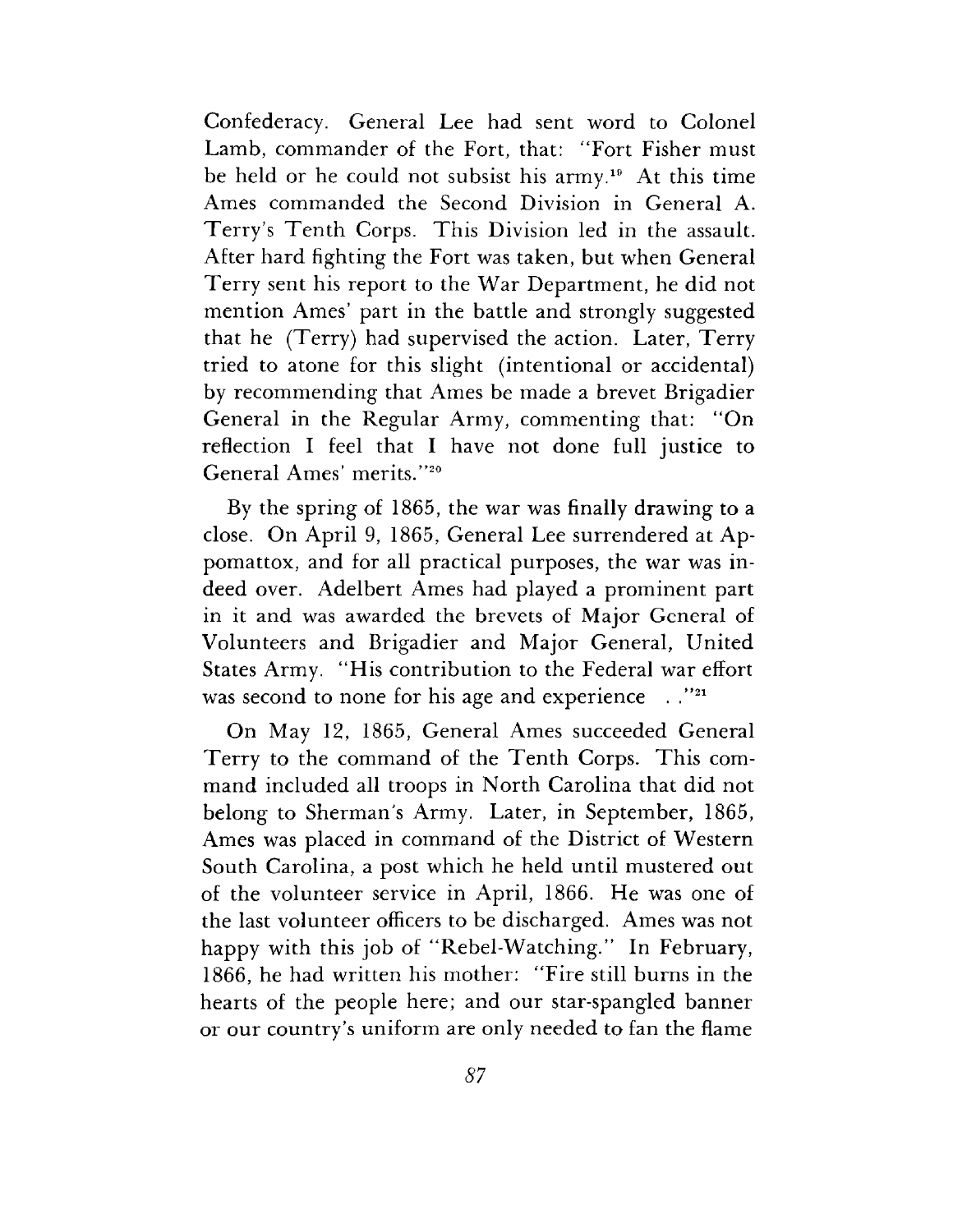Confederacy. General Lee had sent word to Colonel Lamb, commander of the Fort, that: "Fort Fisher must be held or he could not subsist his army.[19] At this time Ames commanded the Second Division in General A. Terry's Tenth Corps. This Division led in the assault. After hard fighting the Fort was taken, but when General Terry sent his report to the War Department, he did not mention Ames' part in the battle and strongly suggested that he (Terry) had supervised the action. Later, Terry tried to atone for this slight (intentional or accidental) by recommending that Ames be made a brevet Brigadier General in the Regular Army, commenting that: "On reflection I feel that I have not done full justice to General Ames' merits."[20]

By the spring of 1865, the war was finally drawing to a close. On April 9, 1865, General Lee surrendered at Appomattox, and for all practical purposes, the war was indeed over. Adelbert Ames had played a prominent part in it and was awarded the brevets of Major General of Volunteers and Brigadier and Major General, United States Army. "His contribution to the Federal war effort was second to none for his age and experience . ."[21]

On May 12, 1865, General Ames succeeded General Terry to the command of the Tenth Corps. This command included all troops in North Carolina that did not belong to Sherman's Army. Later, in September, 1865, Ames was placed in command of the District of Western South Carolina, a post which he held until mustered out of the volunteer service in April, 1866. He was one of the last volunteer officers to be discharged. Ames was not happy with this job of "Rebel-Watching." In February, 1866, he had written his mother: "Fire still burns in the hearts of the people here; and our star-spangled banner or our country's uniform are only needed to fan the flame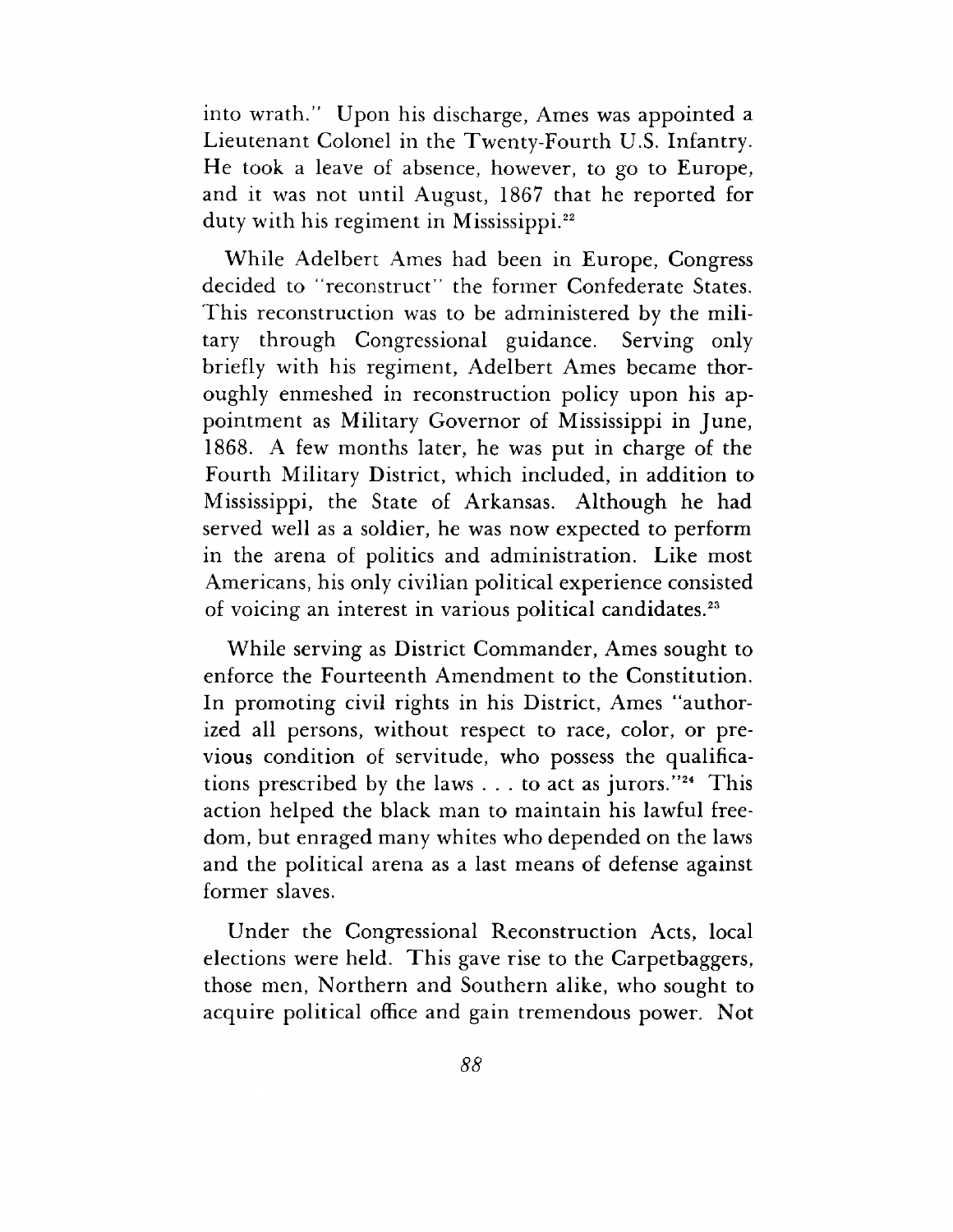into wrath." Upon his discharge, Ames was appointed a Lieutenant Colonel in the Twenty-Fourth U.S. Infantry. He took a leave of absence, however, to go to Europe, and it was not until August, 1867 that he reported for duty with his regiment in Mississippi.[22]

While Adelbert Ames had been in Europe, Congress decided to "reconstruct" the former Confederate States. This reconstruction was to be administered by the military through Congressional guidance. Serving only briefly with his regiment, Adelbert Ames became thoroughly enmeshed in reconstruction policy upon his appointment as Military Governor of Mississippi in June, 1868. A few months later, he was put in charge of the Fourth Military District, which included, in addition to Mississippi, the State of Arkansas. Although he had served well as a soldier, he was now expected to perform in the arena of politics and administration. Like most Americans, his only civilian political experience consisted of voicing an interest in various political candidates.[23]

While serving as District Commander, Ames sought to enforce the Fourteenth Amendment to the Constitution. In promoting civil rights in his District, Ames "authorized all persons, without respect to race, color, or previous condition of servitude, who possess the qualifications prescribed by the laws . . . to act as jurors."[24] This action helped the black man to maintain his lawful freedom, but enraged many whites who depended on the laws and the political arena as a last means of defense against former slaves.

Under the Congressional Reconstruction Acts, local elections were held. This gave rise to the Carpetbaggers, those men, Northern and Southern alike, who sought to acquire political office and gain tremendous power. Not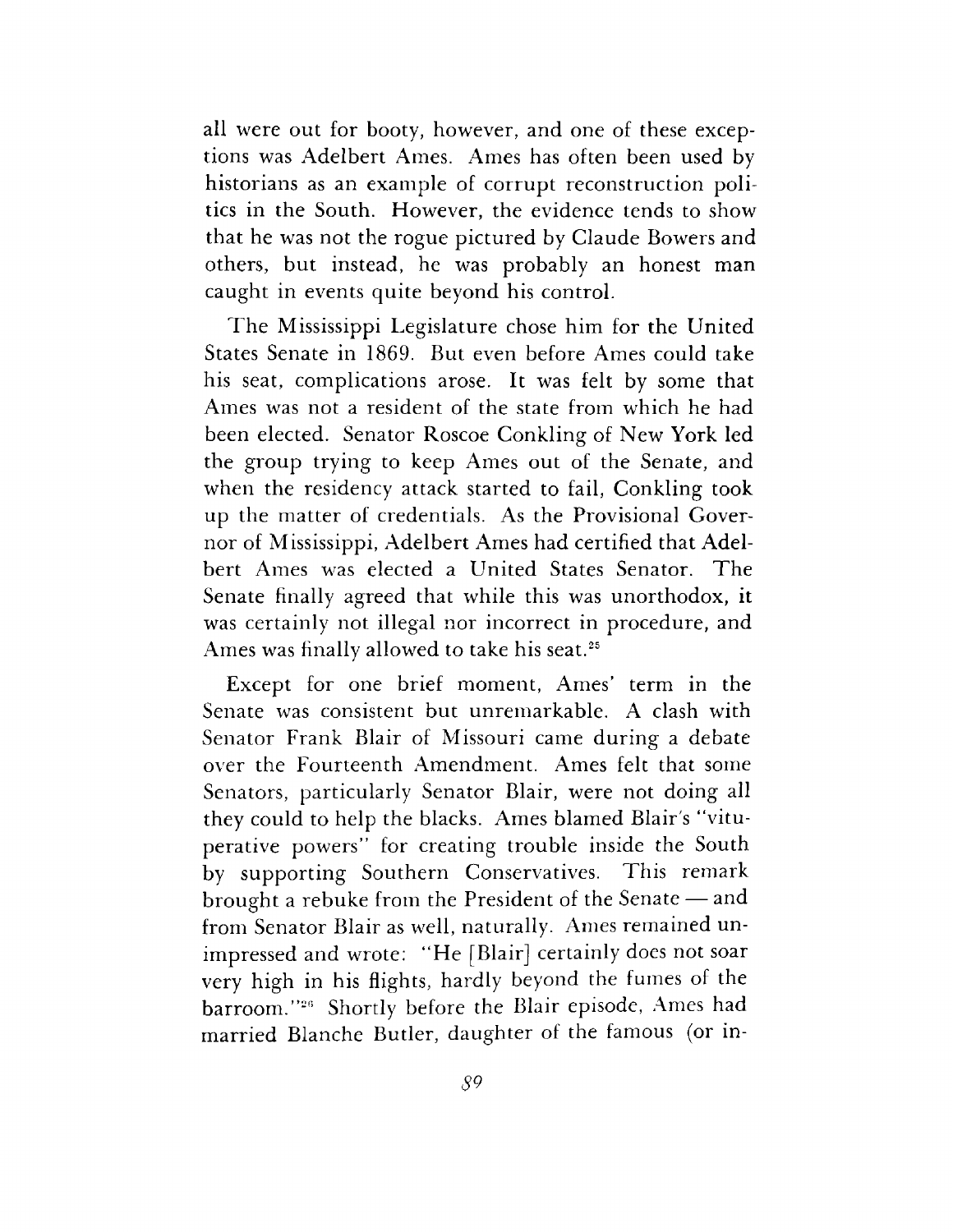all were out for booty, however, and one of these exceptions was Adelbert Ames. Ames has often been used by historians as an example of corrupt reconstruction politics in the South. However, the evidence tends to show that he was not the rogue pictured by Claude Bowers and others, but instead, he was probably an honest man caught in events quite beyond his control.

The Mississippi Legislature chose him for the United States Senate in 1869. But even before Ames could take his seat, complications arose. It was felt by some that Ames was not a resident of the state from which he had been elected. Senator Roscoe Conkling of New York led the group trying to keep Ames out of the Senate, and when the residency attack started to fail, Conkling took up the matter of credentials. As the Provisional Governor of Mississippi, Adelbert Ames had certified that Adelbert Ames was elected a United States Senator. The Senate finally agreed that while this was unorthodox, it was certainly not illegal nor incorrect in procedure, and Ames was finally allowed to take his seat.[25]

Except for one brief moment, Ames' term in the Senate was consistent but unremarkable. A clash with Senator Frank Blair of Missouri came during a debate over the Fourteenth Amendment. Ames felt that some Senators, particularly Senator Blair, were not doing all they could to help the blacks. Ames blamed Blair's "vituperative powers" for creating trouble inside the South by supporting Southern Conservatives. This remark brought a rebuke from the President of the Senate — and from Senator Blair as well, naturally. Ames remained unimpressed and wrote: "He [Blair] certainly does not soar very high in his flights, hardly beyond the fumes of the barroom."[26] Shortly before the Blair episode, Ames had married Blanche Butler, daughter of the famous (or in-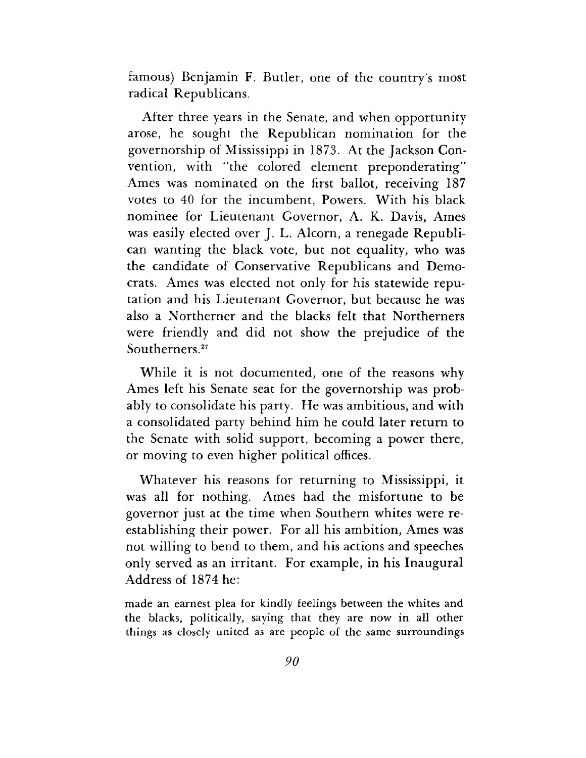famous) Benjamin F. Butler, one of the country's most radical Republicans.

After three years in the Senate, and when opportunity arose, he sought the Republican nomination for the governorship of Mississippi in 1873. At the Jackson Convention, with "the colored element preponderating" Ames was nominated on the first ballot, receiving 187 votes to 40 for the incumbent, Powers. With his black nominee for Lieutenant Governor, A. K. Davis, Ames was easily elected over J. L. Alcorn, a renegade Republican wanting the black vote, but not equality, who was the candidate of Conservative Republicans and Democrats. Ames was elected not only for his statewide reputation and his Lieutenant Governor, but because he was also a Northerner and the blacks felt that Northerners were friendly and did not show the prejudice of the Southerners.[27]

While it is not documented, one of the reasons why Ames left his Senate seat for the governorship was probably to consolidate his party. He was ambitious, and with a consolidated party behind him he could later return to the Senate with solid support, becoming a power there, or moving to even higher political offices.

Whatever his reasons for returning to Mississippi, it was all for nothing. Ames had the misfortune to be governor just at the time when Southern whites were re-establishing their power. For all his ambition, Ames was not willing to bend to them, and his actions and speeches only served as an irritant. For example, in his Inaugural Address of 1874 he:

> made an earnest plea for kindly feelings between the whites and the blacks, politically, saying that they are now in all other things as closely united as are people of the same surroundings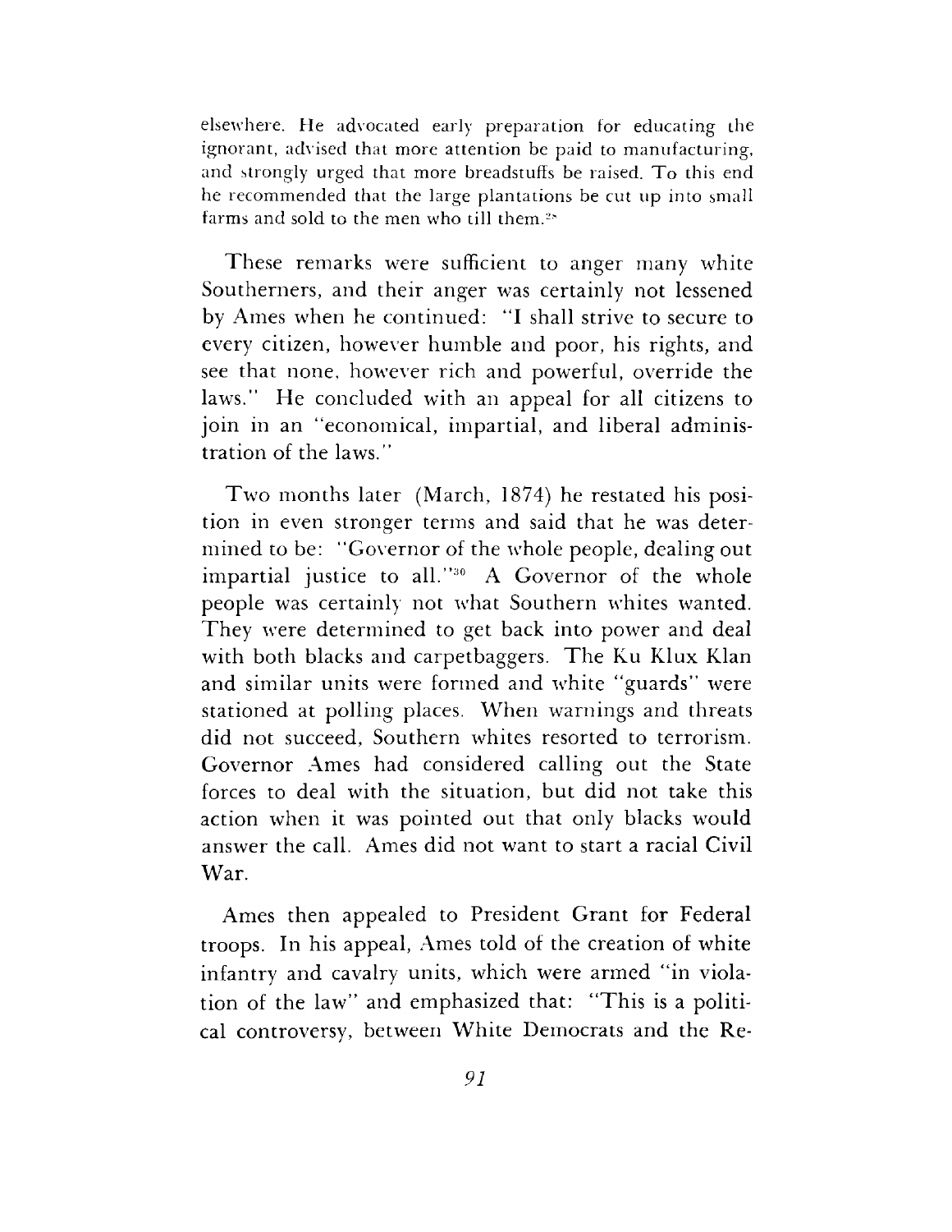elsewhere. He advocated early preparation for educating the ignorant, advised that more attention be paid to manufacturing, and strongly urged that more breadstuffs be raised. To this end he recommended that the large plantations be cut up into small farms and sold to the men who till them.[29]

These remarks were sufficient to anger many white Southerners, and their anger was certainly not lessened by Ames when he continued: "I shall strive to secure to every citizen, however humble and poor, his rights, and see that none, however rich and powerful, override the laws." He concluded with an appeal for all citizens to join in an "economical, impartial, and liberal administration of the laws."

Two months later (March, 1874) he restated his position in even stronger terms and said that he was determined to be: "Governor of the whole people, dealing out impartial justice to all."[30] A Governor of the whole people was certainly not what Southern whites wanted. They were determined to get back into power and deal with both blacks and carpetbaggers. The Ku Klux Klan and similar units were formed and white "guards" were stationed at polling places. When warnings and threats did not succeed, Southern whites resorted to terrorism. Governor Ames had considered calling out the State forces to deal with the situation, but did not take this action when it was pointed out that only blacks would answer the call. Ames did not want to start a racial Civil War.

Ames then appealed to President Grant for Federal troops. In his appeal, Ames told of the creation of white infantry and cavalry units, which were armed "in violation of the law" and emphasized that: "This is a political controversy, between White Democrats and the Re-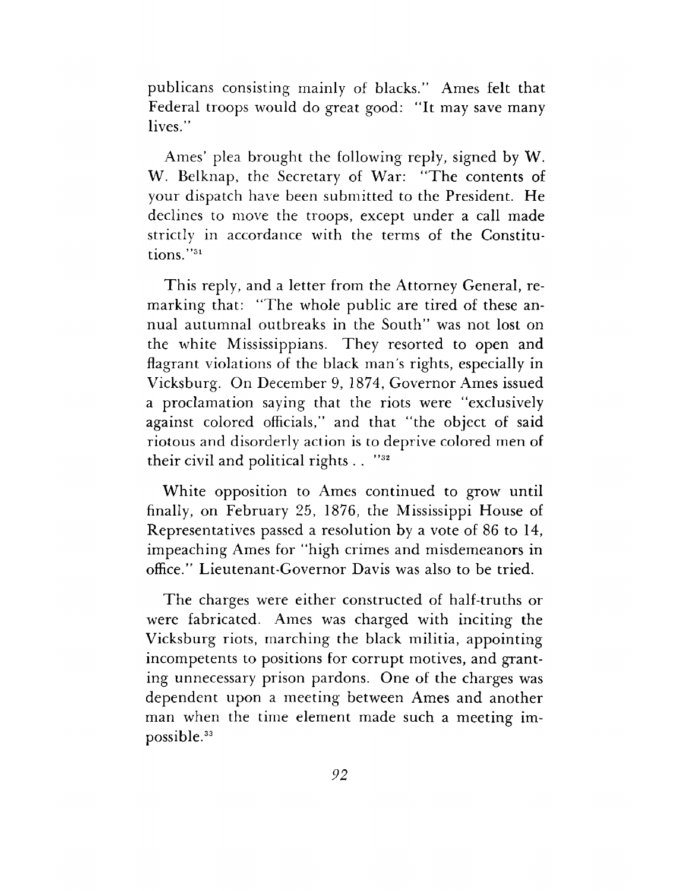publicans consisting mainly of blacks." Ames felt that Federal troops would do great good: "It may save many lives."

Ames' plea brought the following reply, signed by W. W. Belknap, the Secretary of War: "The contents of your dispatch have been submitted to the President. He declines to move the troops, except under a call made strictly in accordance with the terms of the Constitutions."[31]

This reply, and a letter from the Attorney General, remarking that: "The whole public are tired of these annual autumnal outbreaks in the South" was not lost on the white Mississippians. They resorted to open and flagrant violations of the black man's rights, especially in Vicksburg. On December 9, 1874, Governor Ames issued a proclamation saying that the riots were "exclusively against colored officials," and that "the object of said riotous and disorderly action is to deprive colored men of their civil and political rights . . "[32]

White opposition to Ames continued to grow until finally, on February 25, 1876, the Mississippi House of Representatives passed a resolution by a vote of 86 to 14, impeaching Ames for "high crimes and misdemeanors in office." Lieutenant-Governor Davis was also to be tried.

The charges were either constructed of half-truths or were fabricated. Ames was charged with inciting the Vicksburg riots, marching the black militia, appointing incompetents to positions for corrupt motives, and granting unnecessary prison pardons. One of the charges was dependent upon a meeting between Ames and another man when the time element made such a meeting impossible.[33]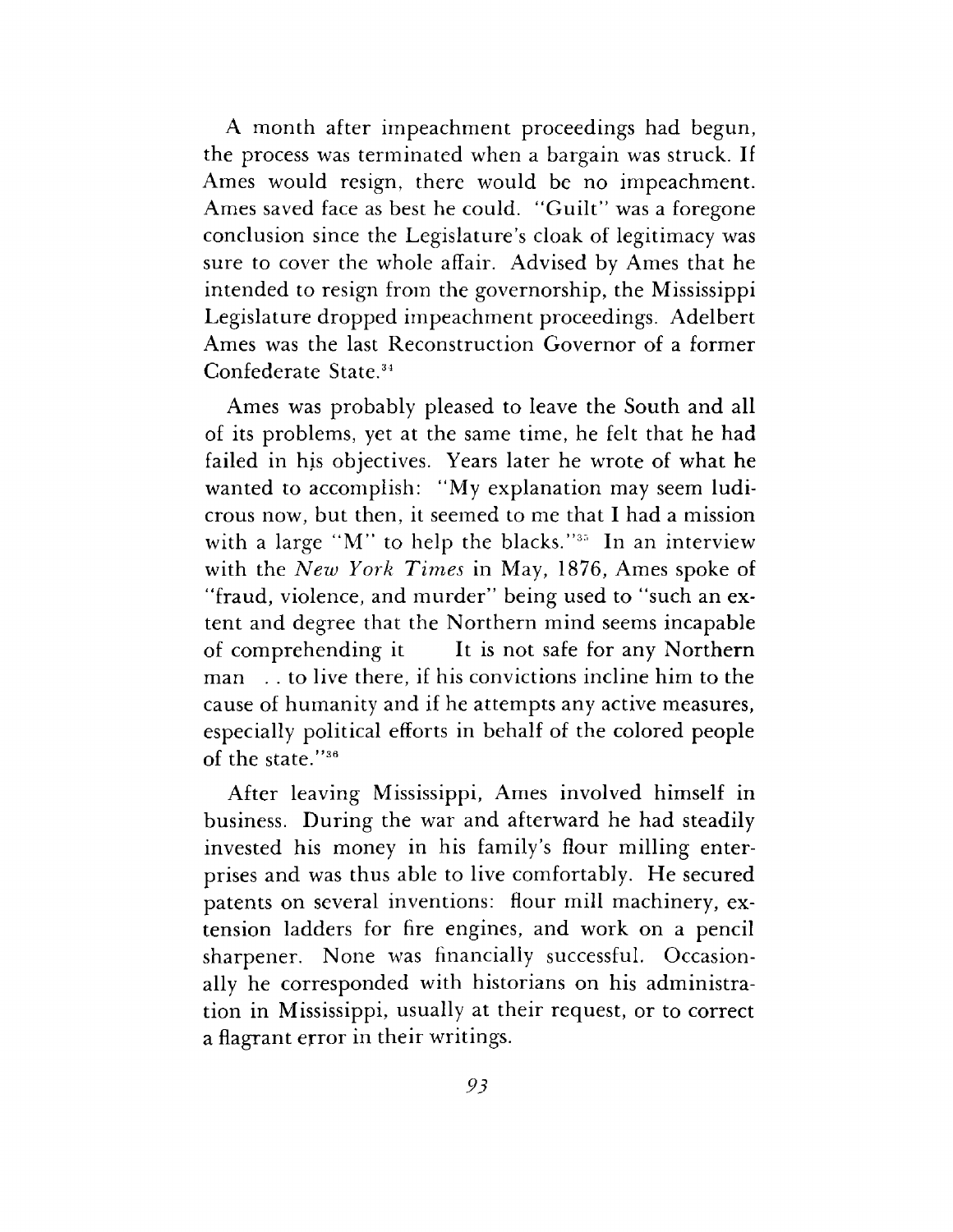A month after impeachment proceedings had begun, the process was terminated when a bargain was struck. If Ames would resign, there would be no impeachment. Ames saved face as best he could. "Guilt" was a foregone conclusion since the Legislature's cloak of legitimacy was sure to cover the whole affair. Advised by Ames that he intended to resign from the governorship, the Mississippi Legislature dropped impeachment proceedings. Adelbert Ames was the last Reconstruction Governor of a former Confederate State.[34]

Ames was probably pleased to leave the South and all of its problems, yet at the same time, he felt that he had failed in his objectives. Years later he wrote of what he wanted to accomplish: "My explanation may seem ludicrous now, but then, it seemed to me that I had a mission with a large "M" to help the blacks."[35] In an interview with the *New York Times* in May, 1876, Ames spoke of "fraud, violence, and murder" being used to "such an extent and degree that the Northern mind seems incapable of comprehending it . . . It is not safe for any Northern man . . . to live there, if his convictions incline him to the cause of humanity and if he attempts any active measures, especially political efforts in behalf of the colored people of the state."[36]

After leaving Mississippi, Ames involved himself in business. During the war and afterward he had steadily invested his money in his family's flour milling enterprises and was thus able to live comfortably. He secured patents on several inventions: flour mill machinery, extension ladders for fire engines, and work on a pencil sharpener. None was financially successful. Occasionally he corresponded with historians on his administration in Mississippi, usually at their request, or to correct a flagrant error in their writings.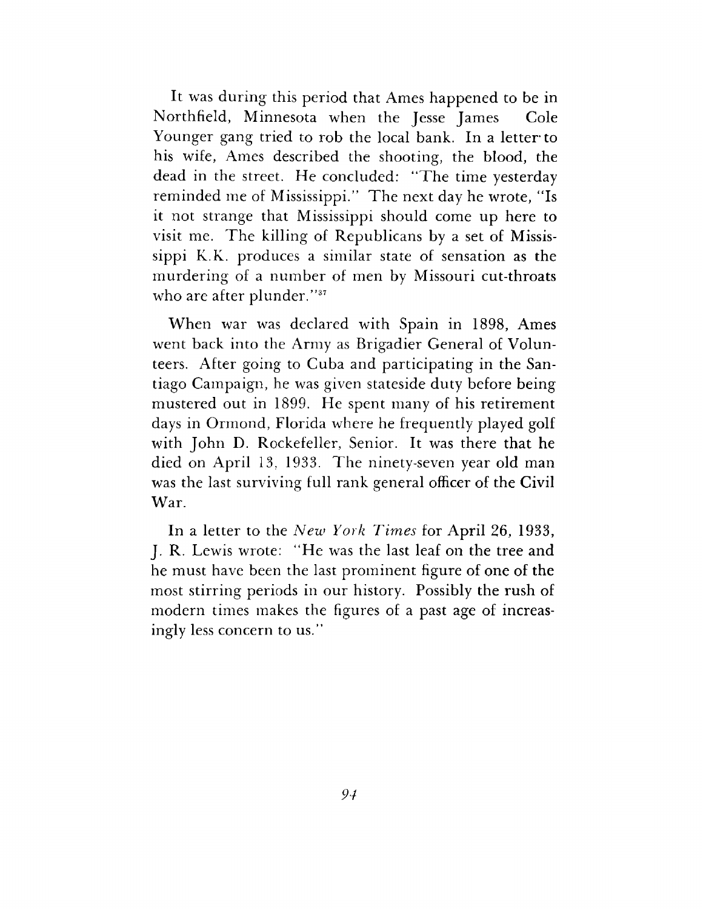It was during this period that Ames happened to be in Northfield, Minnesota when the Jesse James Cole Younger gang tried to rob the local bank. In a letter to his wife, Ames described the shooting, the blood, the dead in the street. He concluded: "The time yesterday reminded me of Mississippi." The next day he wrote, "Is it not strange that Mississippi should come up here to visit me. The killing of Republicans by a set of Mississippi K.K. produces a similar state of sensation as the murdering of a number of men by Missouri cut-throats who are after plunder."[37]

When war was declared with Spain in 1898, Ames went back into the Army as Brigadier General of Volunteers. After going to Cuba and participating in the Santiago Campaign, he was given stateside duty before being mustered out in 1899. He spent many of his retirement days in Ormond, Florida where he frequently played golf with John D. Rockefeller, Senior. It was there that he died on April 13, 1933. The ninety-seven year old man was the last surviving full rank general officer of the Civil War.

In a letter to the *New York Times* for April 26, 1933, J. R. Lewis wrote: "He was the last leaf on the tree and he must have been the last prominent figure of one of the most stirring periods in our history. Possibly the rush of modern times makes the figures of a past age of increasingly less concern to us."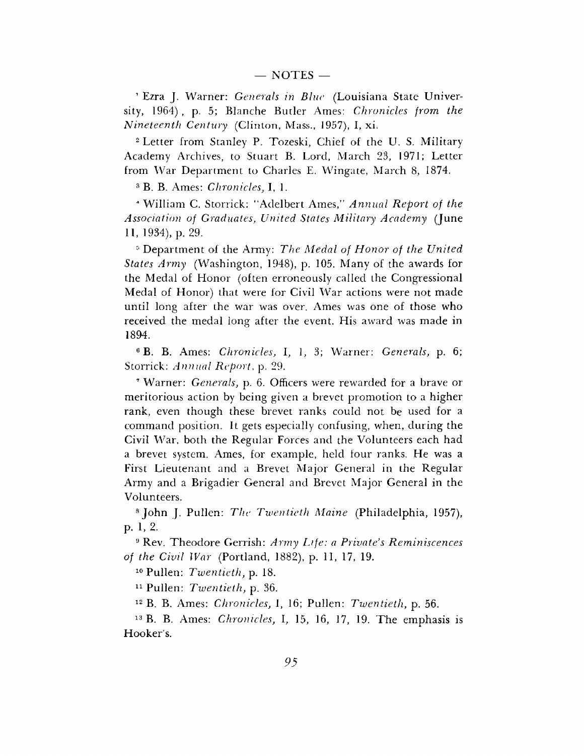— NOTES —

[1] Ezra J. Warner: *Generals in Blue* (Louisiana State University, 1964), p. 5; Blanche Butler Ames: *Chronicles from the Nineteenth Century* (Clinton, Mass., 1957), I, xi.

[2] Letter from Stanley P. Tozeski, Chief of the U. S. Military Academy Archives, to Stuart B. Lord, March 23, 1971; Letter from War Department to Charles E. Wingate, March 8, 1874.

[3] B. B. Ames: *Chronicles,* I, 1.

[4] William C. Storrick: "Adelbert Ames," *Annual Report of the Association of Graduates, United States Military Academy* (June 11, 1934), p. 29.

[5] Department of the Army: *The Medal of Honor of the United States Army* (Washington, 1948), p. 105. Many of the awards for the Medal of Honor (often erroneously called the Congressional Medal of Honor) that were for Civil War actions were not made until long after the war was over. Ames was one of those who received the medal long after the event. His award was made in 1894.

[6] B. B. Ames: *Chronicles,* I, 1, 3; Warner: *Generals,* p. 6; Storrick: *Annual Report,* p. 29.

[7] Warner: *Generals,* p. 6. Officers were rewarded for a brave or meritorious action by being given a brevet promotion to a higher rank, even though these brevet ranks could not be used for a command position. It gets especially confusing, when, during the Civil War, both the Regular Forces and the Volunteers each had a brevet system. Ames, for example, held four ranks. He was a First Lieutenant and a Brevet Major General in the Regular Army and a Brigadier General and Brevet Major General in the Volunteers.

[8] John J. Pullen: *The Twentieth Maine* (Philadelphia, 1957), p. 1, 2.

[9] Rev. Theodore Gerrish: *Army Life: a Private's Reminiscences of the Civil War* (Portland, 1882), p. 11, 17, 19.

[10] Pullen: *Twentieth,* p. 18.

[11] Pullen: *Twentieth,* p. 36.

[12] B. B. Ames: *Chronicles,* I, 16; Pullen: *Twentieth,* p. 56.

[13] B. B. Ames: *Chronicles,* I, 15, 16, 17, 19. The emphasis is Hooker's.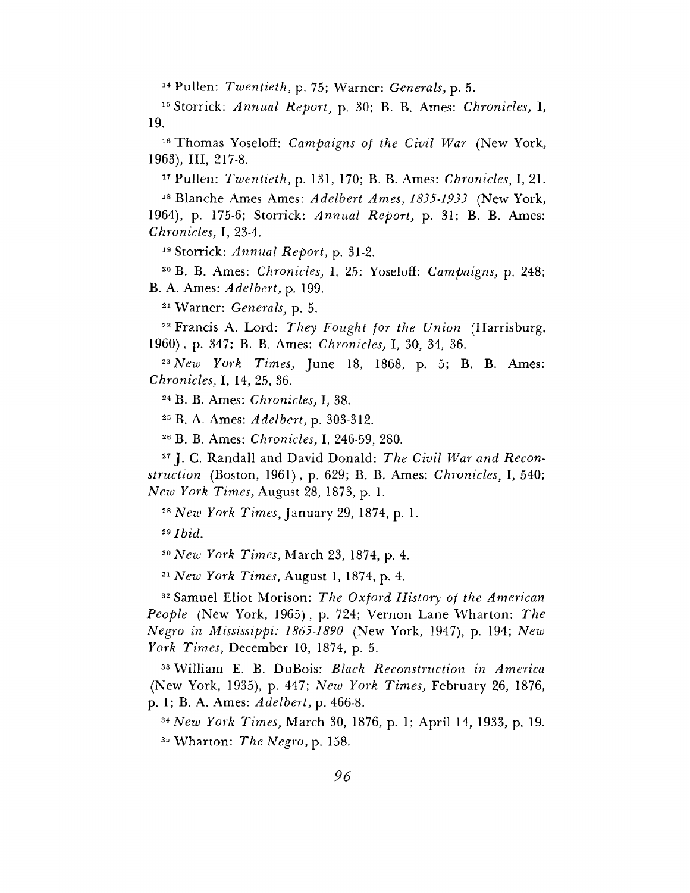[14] Pullen: *Twentieth,* p. 75; Warner: *Generals,* p. 5.

[15] Storrick: *Annual Report,* p. 30; B. B. Ames: *Chronicles,* I, 19.

[16] Thomas Yoseloff: *Campaigns of the Civil War* (New York, 1963), III, 217-8.

[17] Pullen: *Twentieth,* p. 131, 170; B. B. Ames: *Chronicles,* I, 21.

[18] Blanche Ames Ames: *Adelbert Ames, 1835-1933* (New York, 1964), p. 175-6; Storrick: *Annual Report,* p. 31; B. B. Ames: *Chronicles,* I, 23-4.

[19] Storrick: *Annual Report,* p. 31-2.

[20] B. B. Ames: *Chronicles,* I, 25: Yoseloff: *Campaigns,* p. 248; B. A. Ames: *Adelbert,* p. 199.

[21] Warner: *Generals,* p. 5.

[22] Francis A. Lord: *They Fought for the Union* (Harrisburg, 1960), p. 347; B. B. Ames: *Chronicles,* I, 30, 34, 36.

[23] *New York Times,* June 18, 1868, p. 5; B. B. Ames: *Chronicles,* I, 14, 25, 36.

[24] B. B. Ames: *Chronicles,* I, 38.

[25] B. A. Ames: *Adelbert,* p. 303-312.

[26] B. B. Ames: *Chronicles,* I, 246-59, 280.

[27] J. C. Randall and David Donald: *The Civil War and Reconstruction* (Boston, 1961), p. 629; B. B. Ames: *Chronicles,* I, 540; *New York Times,* August 28, 1873, p. 1.

[28] *New York Times,* January 29, 1874, p. 1.

[29] *Ibid.*

[30] *New York Times,* March 23, 1874, p. 4.

[31] *New York Times,* August 1, 1874, p. 4.

[32] Samuel Eliot Morison: *The Oxford History of the American People* (New York, 1965), p. 724; Vernon Lane Wharton: *The Negro in Mississippi: 1865-1890* (New York, 1947), p. 194; *New York Times,* December 10, 1874, p. 5.

[33] William E. B. DuBois: *Black Reconstruction in America* (New York, 1935), p. 447; *New York Times,* February 26, 1876, p. 1; B. A. Ames: *Adelbert,* p. 466-8.

[34] *New York Times,* March 30, 1876, p. 1; April 14, 1933, p. 19.

[35] Wharton: *The Negro,* p. 158.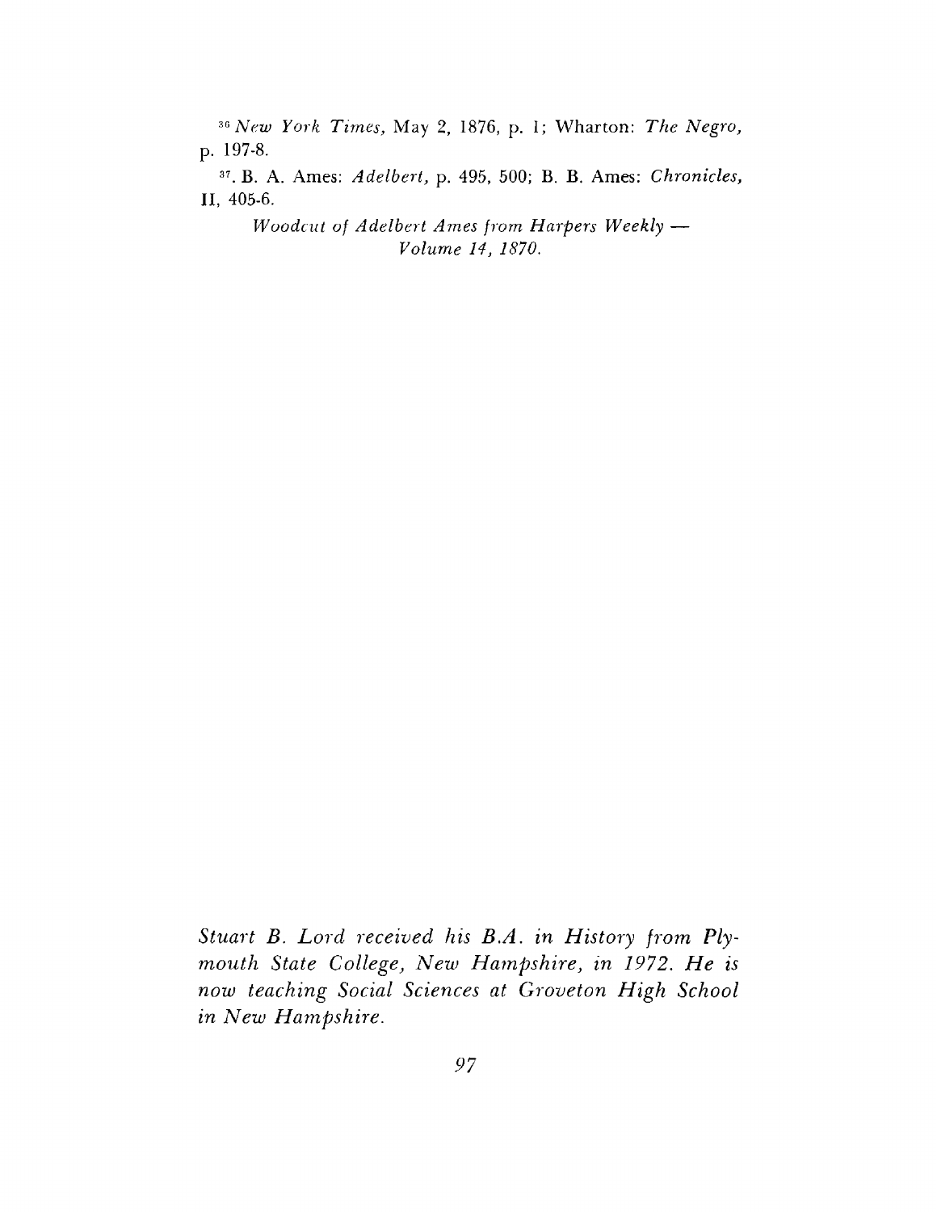[36] *New York Times*, May 2, 1876, p. 1; Wharton: *The Negro*, p. 197-8.

[37]. B. A. Ames: *Adelbert*, p. 495, 500; B. B. Ames: *Chronicles*, II, 405-6.

*Woodcut of Adelbert Ames from Harpers Weekly — Volume 14, 1870.*

*Stuart B. Lord received his B.A. in History from Plymouth State College, New Hampshire, in 1972. He is now teaching Social Sciences at Groveton High School in New Hampshire.*